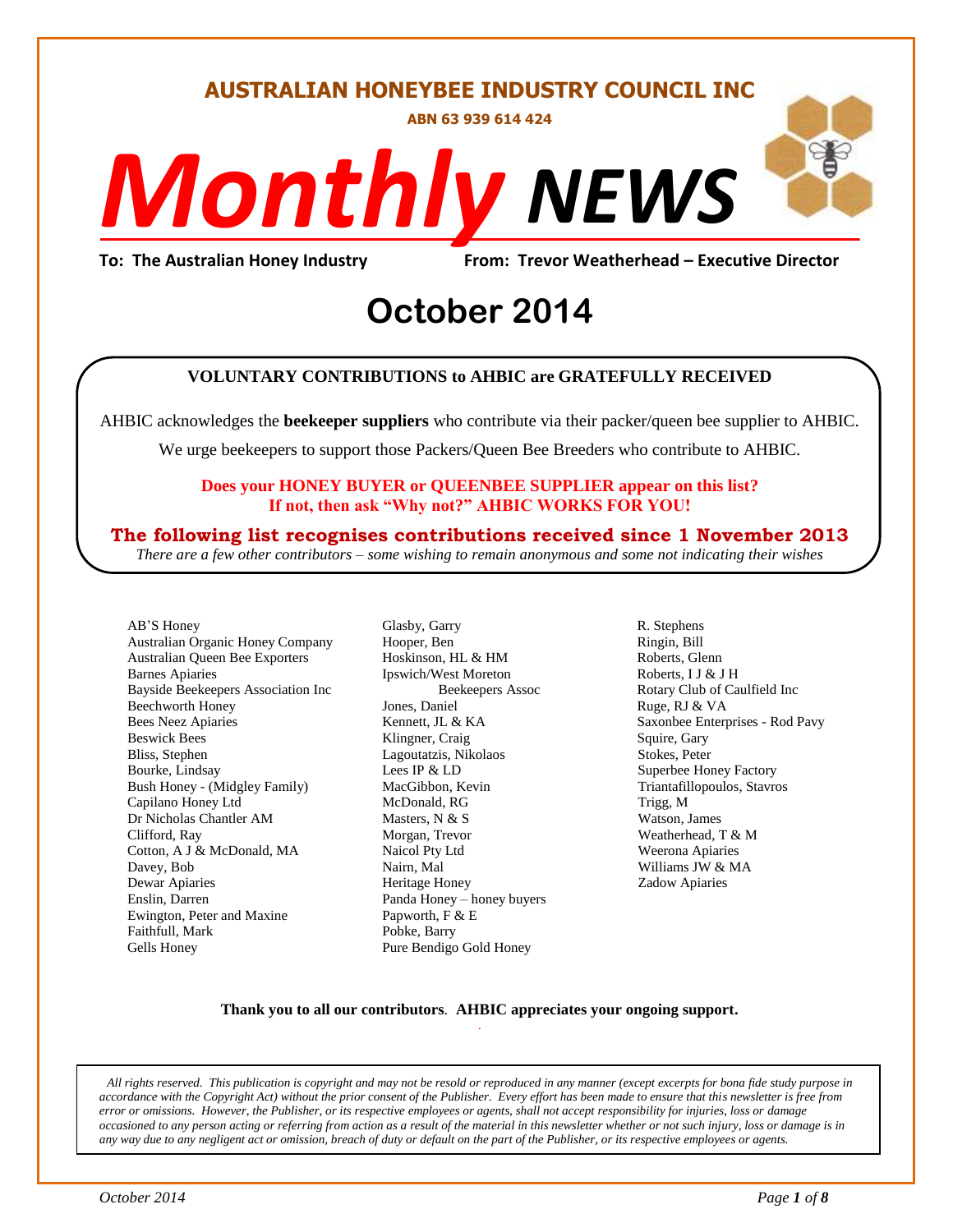# AUSTRALIAN HONEYBEE INDUSTRY COUNCIL INC

**ABN 63 939 614 424**

# *Monthly* *NEWS*

**To: The Australian Honey Industry** **From: Trevor Weatherhead – Executive Director**

## October 2014

**VOLUNTARY CONTRIBUTIONS to AHBIC are GRATEFULLY RECEIVED**

AHBIC acknowledges the **beekeeper suppliers** who contribute via their packer/queen bee supplier to AHBIC.

We urge beekeepers to support those Packers/Queen Bee Breeders who contribute to AHBIC.

**Does your HONEY BUYER or QUEENBEE SUPPLIER appear on this list?**
**If not, then ask "Why not?" AHBIC WORKS FOR YOU!**

**The following list recognises contributions received since 1 November 2013**

*There are a few other contributors – some wishing to remain anonymous and some not indicating their wishes*

AB'S Honey
Australian Organic Honey Company
Australian Queen Bee Exporters
Barnes Apiaries
Bayside Beekeepers Association Inc
Beechworth Honey
Bees Neez Apiaries
Beswick Bees
Bliss, Stephen
Bourke, Lindsay
Bush Honey - (Midgley Family)
Capilano Honey Ltd
Dr Nicholas Chantler AM
Clifford, Ray
Cotton, A J & McDonald, MA
Davey, Bob
Dewar Apiaries
Enslin, Darren
Ewington, Peter and Maxine
Faithfull, Mark
Gells Honey
Glasby, Garry
Hooper, Ben
Hoskinson, HL & HM
Ipswich/West Moreton Beekeepers Assoc
Jones, Daniel
Kennett, JL & KA
Klingner, Craig
Lagoutatzis, Nikolaos
Lees IP & LD
MacGibbon, Kevin
McDonald, RG
Masters, N & S
Morgan, Trevor
Naicol Pty Ltd
Nairn, Mal
Heritage Honey
Panda Honey – honey buyers
Papworth, F & E
Pobke, Barry
Pure Bendigo Gold Honey
R. Stephens
Ringin, Bill
Roberts, Glenn
Roberts, I J & J H
Rotary Club of Caulfield Inc
Ruge, RJ & VA
Saxonbee Enterprises - Rod Pavy
Squire, Gary
Stokes, Peter
Superbee Honey Factory
Triantafillopoulos, Stavros
Trigg, M
Watson, James
Weatherhead, T & M
Weerona Apiaries
Williams JW & MA
Zadow Apiaries

**Thank you to all our contributors**. **AHBIC appreciates your ongoing support.**

*All rights reserved. This publication is copyright and may not be resold or reproduced in any manner (except excerpts for bona fide study purpose in accordance with the Copyright Act) without the prior consent of the Publisher. Every effort has been made to ensure that this newsletter is free from error or omissions. However, the Publisher, or its respective employees or agents, shall not accept responsibility for injuries, loss or damage occasioned to any person acting or referring from action as a result of the material in this newsletter whether or not such injury, loss or damage is in any way due to any negligent act or omission, breach of duty or default on the part of the Publisher, or its respective employees or agents.*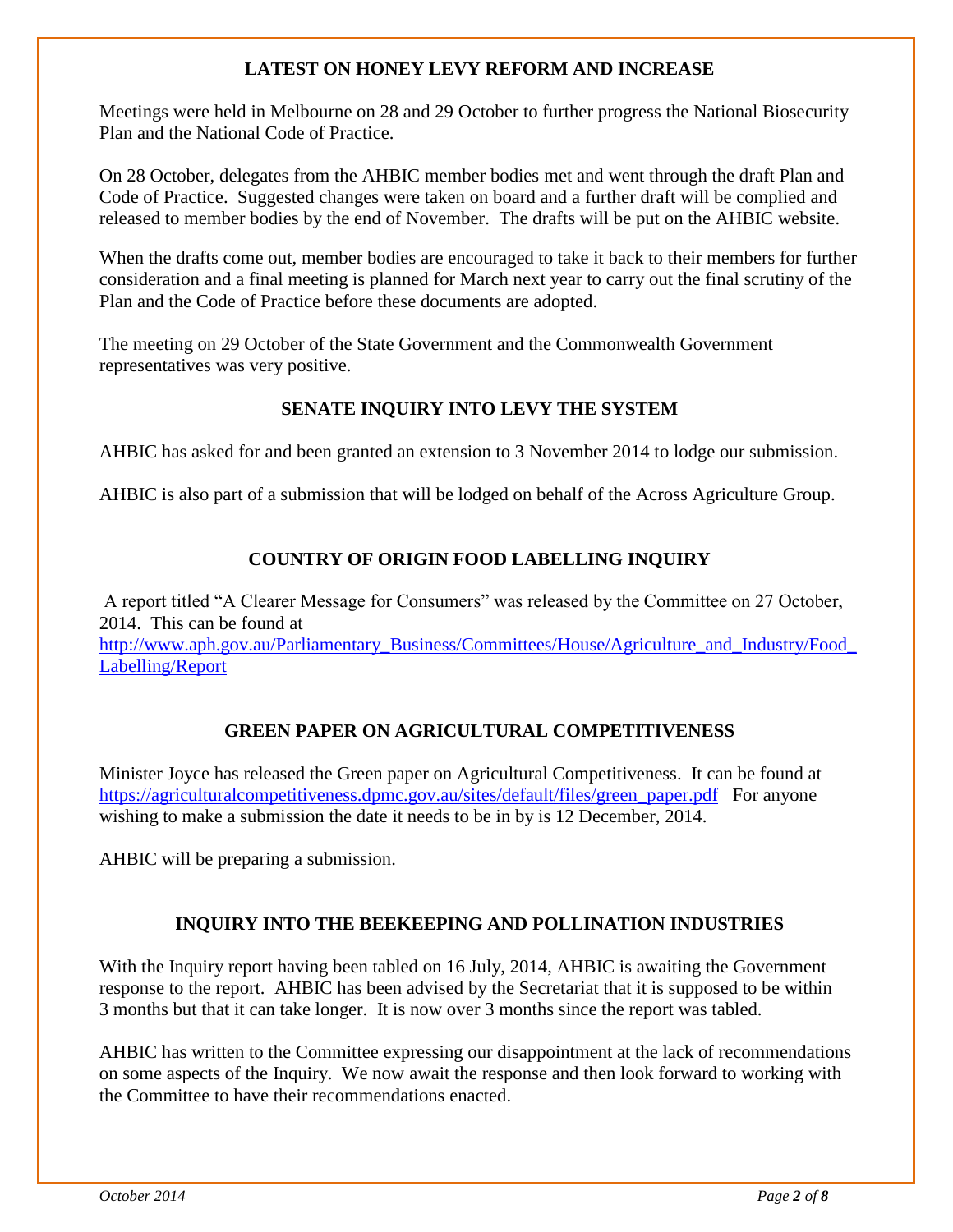## LATEST ON HONEY LEVY REFORM AND INCREASE

Meetings were held in Melbourne on 28 and 29 October to further progress the National Biosecurity Plan and the National Code of Practice.

On 28 October, delegates from the AHBIC member bodies met and went through the draft Plan and Code of Practice. Suggested changes were taken on board and a further draft will be complied and released to member bodies by the end of November. The drafts will be put on the AHBIC website.

When the drafts come out, member bodies are encouraged to take it back to their members for further consideration and a final meeting is planned for March next year to carry out the final scrutiny of the Plan and the Code of Practice before these documents are adopted.

The meeting on 29 October of the State Government and the Commonwealth Government representatives was very positive.

## SENATE INQUIRY INTO LEVY THE SYSTEM

AHBIC has asked for and been granted an extension to 3 November 2014 to lodge our submission.

AHBIC is also part of a submission that will be lodged on behalf of the Across Agriculture Group.

## COUNTRY OF ORIGIN FOOD LABELLING INQUIRY

A report titled "A Clearer Message for Consumers" was released by the Committee on 27 October, 2014. This can be found at http://www.aph.gov.au/Parliamentary_Business/Committees/House/Agriculture_and_Industry/Food_Labelling/Report

## GREEN PAPER ON AGRICULTURAL COMPETITIVENESS

Minister Joyce has released the Green paper on Agricultural Competitiveness. It can be found at https://agriculturalcompetitiveness.dpmc.gov.au/sites/default/files/green_paper.pdf For anyone wishing to make a submission the date it needs to be in by is 12 December, 2014.

AHBIC will be preparing a submission.

## INQUIRY INTO THE BEEKEEPING AND POLLINATION INDUSTRIES

With the Inquiry report having been tabled on 16 July, 2014, AHBIC is awaiting the Government response to the report. AHBIC has been advised by the Secretariat that it is supposed to be within 3 months but that it can take longer. It is now over 3 months since the report was tabled.

AHBIC has written to the Committee expressing our disappointment at the lack of recommendations on some aspects of the Inquiry. We now await the response and then look forward to working with the Committee to have their recommendations enacted.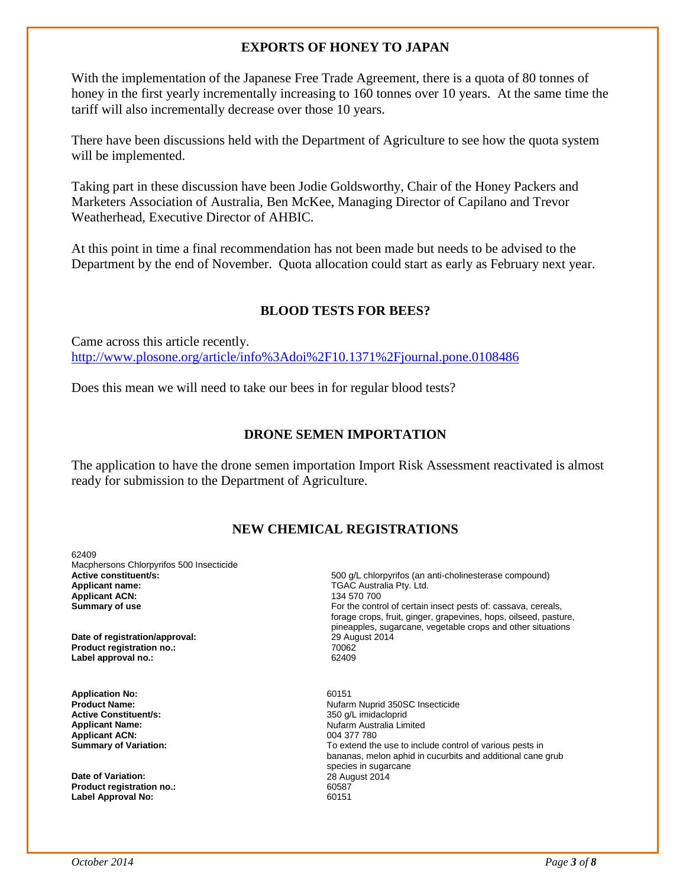## EXPORTS OF HONEY TO JAPAN

With the implementation of the Japanese Free Trade Agreement, there is a quota of 80 tonnes of honey in the first yearly incrementally increasing to 160 tonnes over 10 years. At the same time the tariff will also incrementally decrease over those 10 years.

There have been discussions held with the Department of Agriculture to see how the quota system will be implemented.

Taking part in these discussion have been Jodie Goldsworthy, Chair of the Honey Packers and Marketers Association of Australia, Ben McKee, Managing Director of Capilano and Trevor Weatherhead, Executive Director of AHBIC.

At this point in time a final recommendation has not been made but needs to be advised to the Department by the end of November. Quota allocation could start as early as February next year.

## BLOOD TESTS FOR BEES?

Came across this article recently.
http://www.plosone.org/article/info%3Adoi%2F10.1371%2Fjournal.pone.0108486

Does this mean we will need to take our bees in for regular blood tests?

## DRONE SEMEN IMPORTATION

The application to have the drone semen importation Import Risk Assessment reactivated is almost ready for submission to the Department of Agriculture.

## NEW CHEMICAL REGISTRATIONS

62409
Macphersons Chlorpyrifos 500 Insecticide

| | |
|---|---|
| **Active constituent/s:** | 500 g/L chlorpyrifos (an anti-cholinesterase compound) |
| **Applicant name:** | TGAC Australia Pty. Ltd. |
| **Applicant ACN:** | 134 570 700 |
| **Summary of use** | For the control of certain insect pests of: cassava, cereals, forage crops, fruit, ginger, grapevines, hops, oilseed, pasture, pineapples, sugarcane, vegetable crops and other situations |
| **Date of registration/approval:** | 29 August 2014 |
| **Product registration no.:** | 70062 |
| **Label approval no.:** | 62409 |

| | |
|---|---|
| **Application No:** | 60151 |
| **Product Name:** | Nufarm Nuprid 350SC Insecticide |
| **Active Constituent/s:** | 350 g/L imidacloprid |
| **Applicant Name:** | Nufarm Australia Limited |
| **Applicant ACN:** | 004 377 780 |
| **Summary of Variation:** | To extend the use to include control of various pests in bananas, melon aphid in cucurbits and additional cane grub species in sugarcane |
| **Date of Variation:** | 28 August 2014 |
| **Product registration no.:** | 60587 |
| **Label Approval No:** | 60151 |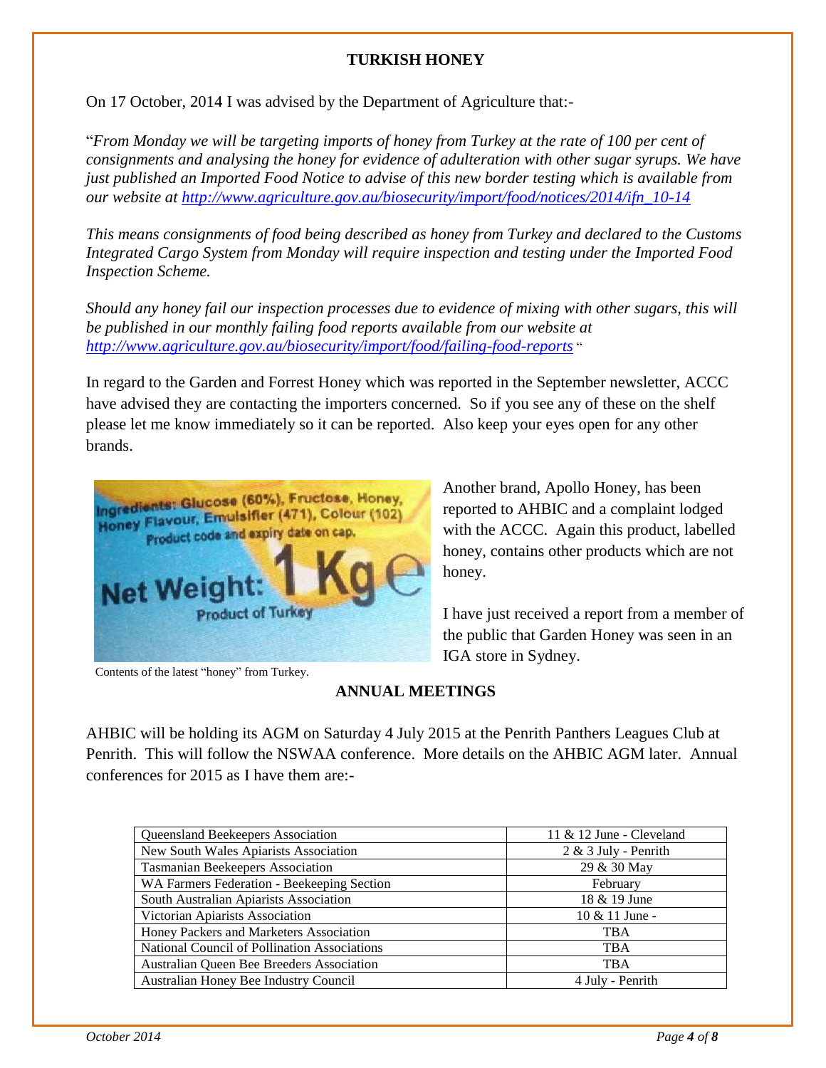## TURKISH HONEY

On 17 October, 2014 I was advised by the Department of Agriculture that:-

"*From Monday we will be targeting imports of honey from Turkey at the rate of 100 per cent of consignments and analysing the honey for evidence of adulteration with other sugar syrups. We have just published an Imported Food Notice to advise of this new border testing which is available from our website at http://www.agriculture.gov.au/biosecurity/import/food/notices/2014/ifn_10-14*

*This means consignments of food being described as honey from Turkey and declared to the Customs Integrated Cargo System from Monday will require inspection and testing under the Imported Food Inspection Scheme.*

*Should any honey fail our inspection processes due to evidence of mixing with other sugars, this will be published in our monthly failing food reports available from our website at http://www.agriculture.gov.au/biosecurity/import/food/failing-food-reports* "

In regard to the Garden and Forrest Honey which was reported in the September newsletter, ACCC have advised they are contacting the importers concerned. So if you see any of these on the shelf please let me know immediately so it can be reported. Also keep your eyes open for any other brands.

Ingredients: Glucose (60%), Fructose, Honey, Honey Flavour, Emulsifier (471), Colour (102)
Product code and expiry date on cap.
Net Weight: 1 Kg e
Product of Turkey

Contents of the latest "honey" from Turkey.

Another brand, Apollo Honey, has been reported to AHBIC and a complaint lodged with the ACCC. Again this product, labelled honey, contains other products which are not honey.

I have just received a report from a member of the public that Garden Honey was seen in an IGA store in Sydney.

## ANNUAL MEETINGS

AHBIC will be holding its AGM on Saturday 4 July 2015 at the Penrith Panthers Leagues Club at Penrith. This will follow the NSWAA conference. More details on the AHBIC AGM later. Annual conferences for 2015 as I have them are:-

| Association | Date |
|---|---|
| Queensland Beekeepers Association | 11 & 12 June - Cleveland |
| New South Wales Apiarists Association | 2 & 3 July - Penrith |
| Tasmanian Beekeepers Association | 29 & 30 May |
| WA Farmers Federation - Beekeeping Section | February |
| South Australian Apiarists Association | 18 & 19 June |
| Victorian Apiarists Association | 10 & 11 June - |
| Honey Packers and Marketers Association | TBA |
| National Council of Pollination Associations | TBA |
| Australian Queen Bee Breeders Association | TBA |
| Australian Honey Bee Industry Council | 4 July - Penrith |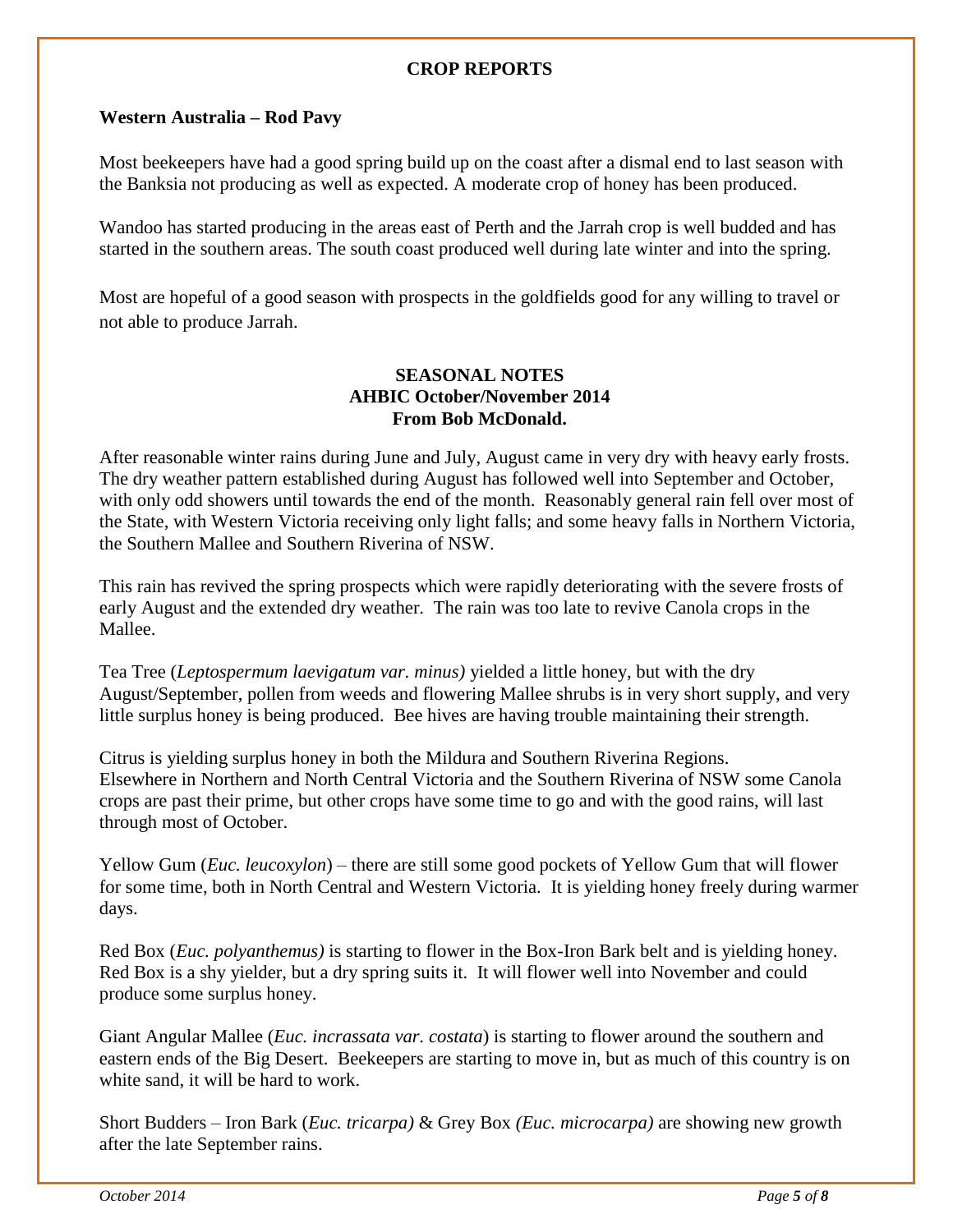## CROP REPORTS

**Western Australia – Rod Pavy**

Most beekeepers have had a good spring build up on the coast after a dismal end to last season with the Banksia not producing as well as expected. A moderate crop of honey has been produced.

Wandoo has started producing in the areas east of Perth and the Jarrah crop is well budded and has started in the southern areas. The south coast produced well during late winter and into the spring.

Most are hopeful of a good season with prospects in the goldfields good for any willing to travel or not able to produce Jarrah.

## SEASONAL NOTES
## AHBIC October/November 2014
## From Bob McDonald.

After reasonable winter rains during June and July, August came in very dry with heavy early frosts. The dry weather pattern established during August has followed well into September and October, with only odd showers until towards the end of the month. Reasonably general rain fell over most of the State, with Western Victoria receiving only light falls; and some heavy falls in Northern Victoria, the Southern Mallee and Southern Riverina of NSW.

This rain has revived the spring prospects which were rapidly deteriorating with the severe frosts of early August and the extended dry weather. The rain was too late to revive Canola crops in the Mallee.

Tea Tree (*Leptospermum laevigatum var. minus)* yielded a little honey, but with the dry August/September, pollen from weeds and flowering Mallee shrubs is in very short supply, and very little surplus honey is being produced. Bee hives are having trouble maintaining their strength.

Citrus is yielding surplus honey in both the Mildura and Southern Riverina Regions. Elsewhere in Northern and North Central Victoria and the Southern Riverina of NSW some Canola crops are past their prime, but other crops have some time to go and with the good rains, will last through most of October.

Yellow Gum (*Euc. leucoxylon*) – there are still some good pockets of Yellow Gum that will flower for some time, both in North Central and Western Victoria. It is yielding honey freely during warmer days.

Red Box (*Euc. polyanthemus)* is starting to flower in the Box-Iron Bark belt and is yielding honey. Red Box is a shy yielder, but a dry spring suits it. It will flower well into November and could produce some surplus honey.

Giant Angular Mallee (*Euc. incrassata var. costata*) is starting to flower around the southern and eastern ends of the Big Desert. Beekeepers are starting to move in, but as much of this country is on white sand, it will be hard to work.

Short Budders – Iron Bark (*Euc. tricarpa)* & Grey Box *(Euc. microcarpa)* are showing new growth after the late September rains.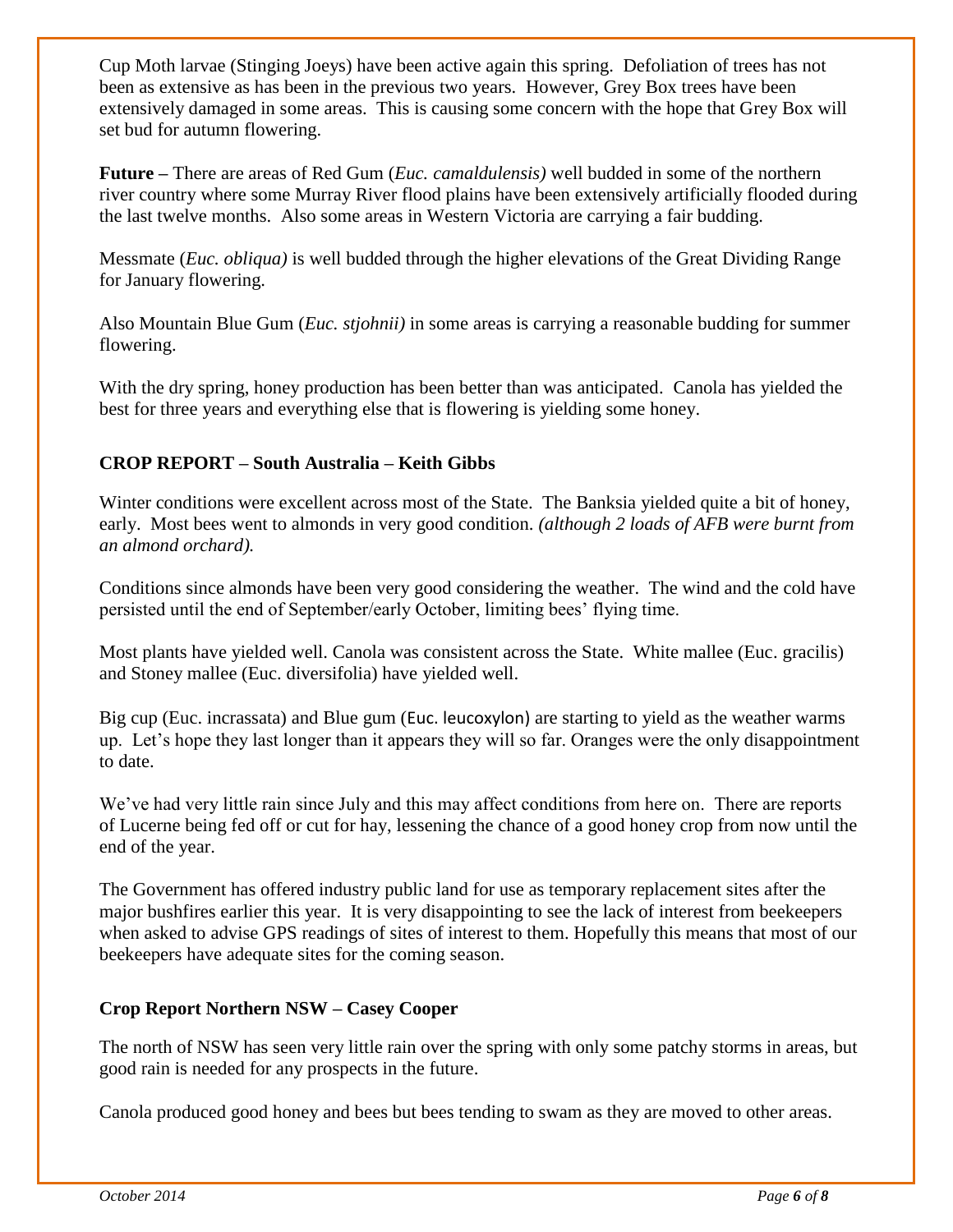Cup Moth larvae (Stinging Joeys) have been active again this spring. Defoliation of trees has not been as extensive as has been in the previous two years. However, Grey Box trees have been extensively damaged in some areas. This is causing some concern with the hope that Grey Box will set bud for autumn flowering.

**Future –** There are areas of Red Gum (*Euc. camaldulensis)* well budded in some of the northern river country where some Murray River flood plains have been extensively artificially flooded during the last twelve months. Also some areas in Western Victoria are carrying a fair budding.

Messmate (*Euc. obliqua)* is well budded through the higher elevations of the Great Dividing Range for January flowering.

Also Mountain Blue Gum (*Euc. stjohnii)* in some areas is carrying a reasonable budding for summer flowering.

With the dry spring, honey production has been better than was anticipated. Canola has yielded the best for three years and everything else that is flowering is yielding some honey.

**CROP REPORT – South Australia – Keith Gibbs**

Winter conditions were excellent across most of the State. The Banksia yielded quite a bit of honey, early. Most bees went to almonds in very good condition. *(although 2 loads of AFB were burnt from an almond orchard).*

Conditions since almonds have been very good considering the weather. The wind and the cold have persisted until the end of September/early October, limiting bees' flying time.

Most plants have yielded well. Canola was consistent across the State. White mallee (Euc. gracilis) and Stoney mallee (Euc. diversifolia) have yielded well.

Big cup (Euc. incrassata) and Blue gum (Euc. leucoxylon) are starting to yield as the weather warms up. Let's hope they last longer than it appears they will so far. Oranges were the only disappointment to date.

We've had very little rain since July and this may affect conditions from here on. There are reports of Lucerne being fed off or cut for hay, lessening the chance of a good honey crop from now until the end of the year.

The Government has offered industry public land for use as temporary replacement sites after the major bushfires earlier this year. It is very disappointing to see the lack of interest from beekeepers when asked to advise GPS readings of sites of interest to them. Hopefully this means that most of our beekeepers have adequate sites for the coming season.

**Crop Report Northern NSW – Casey Cooper**

The north of NSW has seen very little rain over the spring with only some patchy storms in areas, but good rain is needed for any prospects in the future.

Canola produced good honey and bees but bees tending to swam as they are moved to other areas.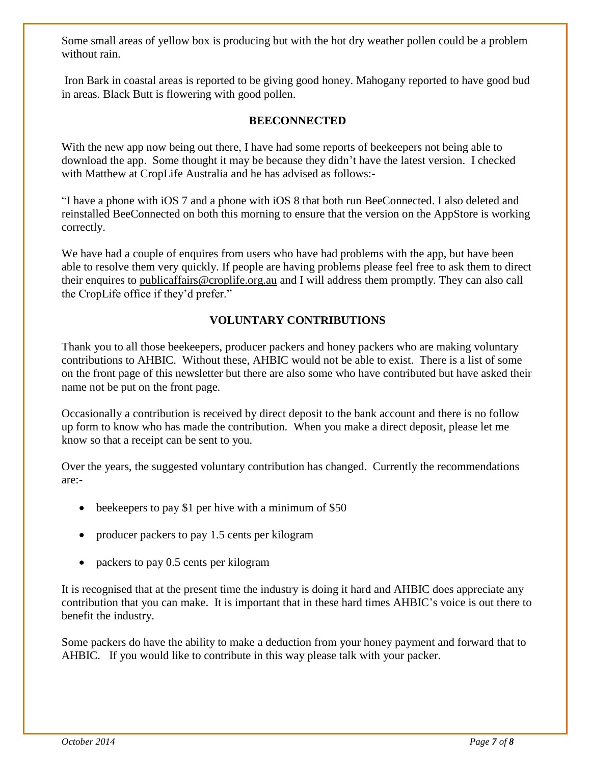Some small areas of yellow box is producing but with the hot dry weather pollen could be a problem without rain.

Iron Bark in coastal areas is reported to be giving good honey. Mahogany reported to have good bud in areas. Black Butt is flowering with good pollen.

## BEECONNECTED

With the new app now being out there, I have had some reports of beekeepers not being able to download the app. Some thought it may be because they didn't have the latest version. I checked with Matthew at CropLife Australia and he has advised as follows:-

"I have a phone with iOS 7 and a phone with iOS 8 that both run BeeConnected. I also deleted and reinstalled BeeConnected on both this morning to ensure that the version on the AppStore is working correctly.

We have had a couple of enquires from users who have had problems with the app, but have been able to resolve them very quickly. If people are having problems please feel free to ask them to direct their enquires to publicaffairs@croplife.org.au and I will address them promptly. They can also call the CropLife office if they'd prefer."

## VOLUNTARY CONTRIBUTIONS

Thank you to all those beekeepers, producer packers and honey packers who are making voluntary contributions to AHBIC. Without these, AHBIC would not be able to exist. There is a list of some on the front page of this newsletter but there are also some who have contributed but have asked their name not be put on the front page.

Occasionally a contribution is received by direct deposit to the bank account and there is no follow up form to know who has made the contribution. When you make a direct deposit, please let me know so that a receipt can be sent to you.

Over the years, the suggested voluntary contribution has changed. Currently the recommendations are:-

- beekeepers to pay $1 per hive with a minimum of $50
- producer packers to pay 1.5 cents per kilogram
- packers to pay 0.5 cents per kilogram

It is recognised that at the present time the industry is doing it hard and AHBIC does appreciate any contribution that you can make. It is important that in these hard times AHBIC's voice is out there to benefit the industry.

Some packers do have the ability to make a deduction from your honey payment and forward that to AHBIC. If you would like to contribute in this way please talk with your packer.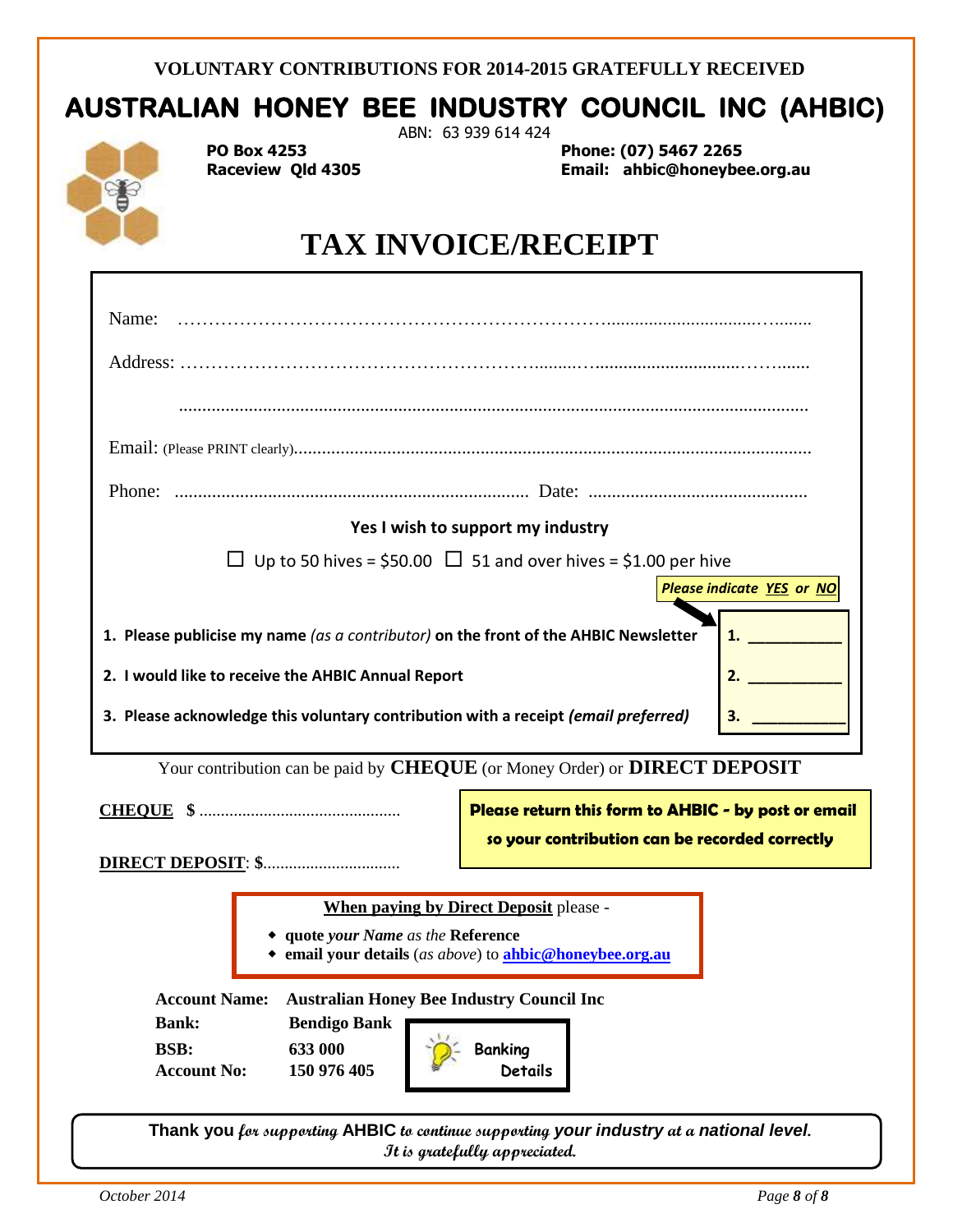**VOLUNTARY CONTRIBUTIONS FOR 2014-2015 GRATEFULLY RECEIVED**

# AUSTRALIAN HONEY BEE INDUSTRY COUNCIL INC (AHBIC)

ABN: 63 939 614 424

**PO Box 4253**
**Raceview Qld 4305**

**Phone: (07) 5467 2265**
**Email: ahbic@honeybee.org.au**

# TAX INVOICE/RECEIPT

Name: ……………………………………………………………………………………………

Address: ……………………………………………………………………………………………

……………………………………………………………………………………………

Email: (Please PRINT clearly)……………………………………………………………………

Phone: ……………………………………………… Date: ………………………………………

**Yes I wish to support my industry**

☐ Up to 50 hives = $50.00 ☐ 51 and over hives = $1.00 per hive

***Please indicate YES or NO***

| | |
|---|---|
| **1. Please publicise my name** *(as a contributor)* **on the front of the AHBIC Newsletter** | **1. ________** |
| **2. I would like to receive the AHBIC Annual Report** | **2. ________** |
| **3. Please acknowledge this voluntary contribution with a receipt** ***(email preferred)*** | **3. ________** |

Your contribution can be paid by **CHEQUE** (or Money Order) or **DIRECT DEPOSIT**

**CHEQUE $** ……………………………

**DIRECT DEPOSIT: $**……………………………

**Please return this form to AHBIC - by post or email so your contribution can be recorded correctly**

**When paying by Direct Deposit** please -

- **quote** ***your Name*** *as the* **Reference**
- **email your details** (*as above*) to **ahbic@honeybee.org.au**

| | |
|---|---|
| **Account Name:** | **Australian Honey Bee Industry Council Inc** |
| **Bank:** | **Bendigo Bank** |
| **BSB:** | **633 000** |
| **Account No:** | **150 976 405** |

Banking Details

**Thank you** *for supporting* **AHBIC** *to continue supporting* ***your industry*** *at a* ***national level.*** *It is gratefully appreciated.*

*October 2014*